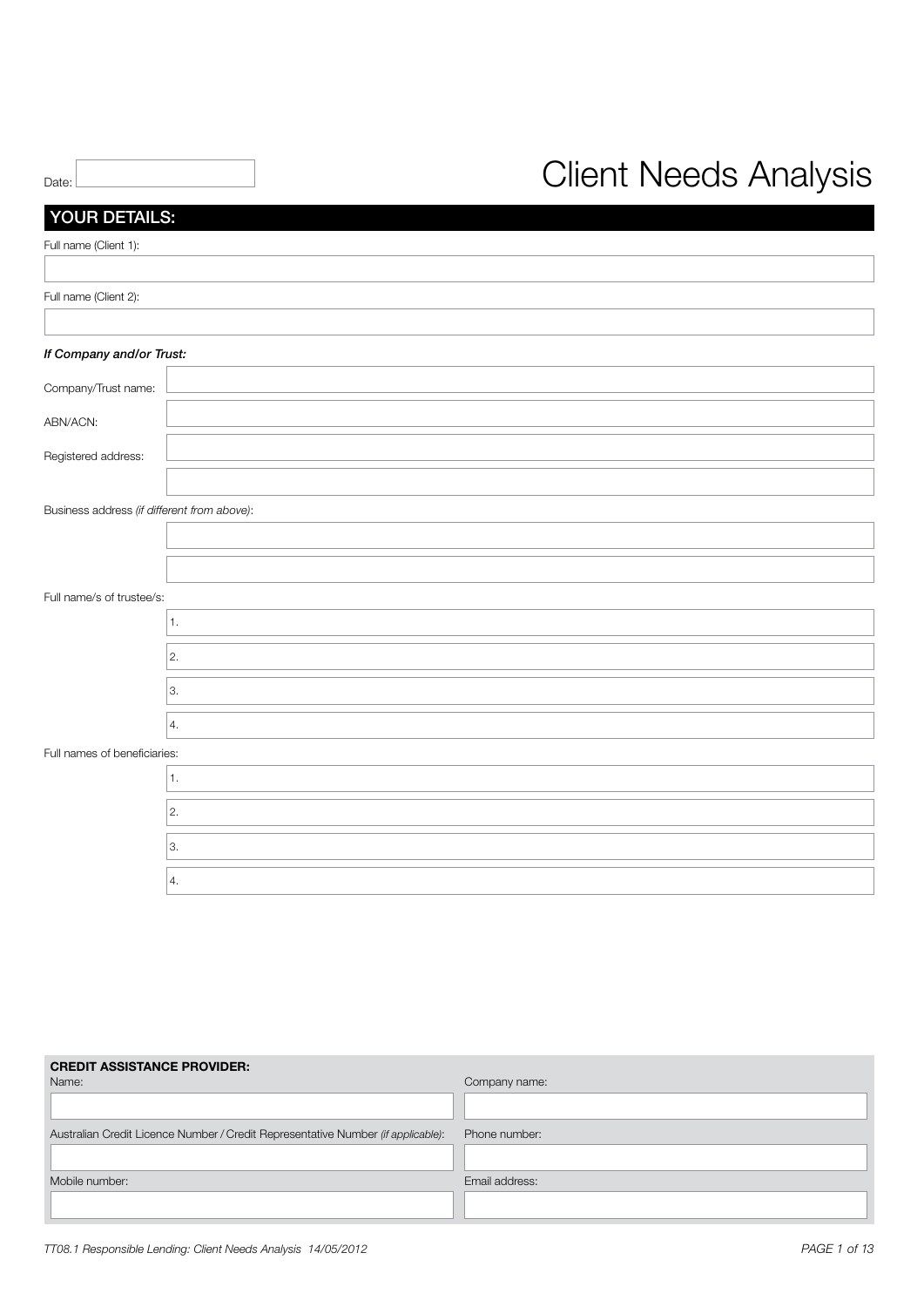# Client Needs Analysis

Date:

## YOUR DETAILS:

Full name (Client 1):

Full name (Client 2):

***If Company and/or Trust:***

Company/Trust name:

ABN/ACN:

Registered address:

Business address *(if different from above)*:

Full name/s of trustee/s:

1.

2.

3.

4.

Full names of beneficiaries:

1.

2.

3.

4.

**CREDIT ASSISTANCE PROVIDER:**

| Name: | Company name: |
|---|---|
| | |
| Australian Credit Licence Number / Credit Representative Number *(if applicable)*: | Phone number: |
| | |
| Mobile number: | Email address: |
| | |

TT08.1 Responsible Lending: Client Needs Analysis 14/05/2012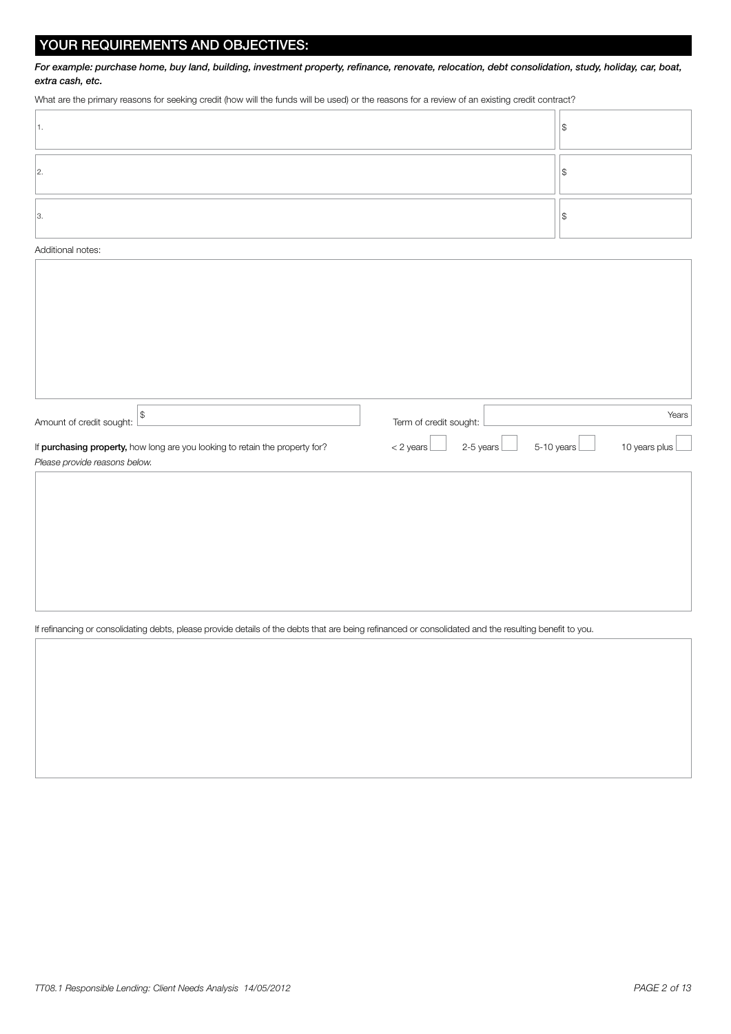## YOUR REQUIREMENTS AND OBJECTIVES:

***For example: purchase home, buy land, building, investment property, refinance, renovate, relocation, debt consolidation, study, holiday, car, boat, extra cash, etc.***

What are the primary reasons for seeking credit (how will the funds will be used) or the reasons for a review of an existing credit contract?

| | |
|---|---|
| 1. | $ |
| 2. | $ |
| 3. | $ |

Additional notes:

Amount of credit sought: $ &nbsp;&nbsp;&nbsp;&nbsp; Term of credit sought: Years

If **purchasing property,** how long are you looking to retain the property for? &nbsp;&nbsp; < 2 years ☐ &nbsp; 2-5 years ☐ &nbsp; 5-10 years ☐ &nbsp; 10 years plus ☐

*Please provide reasons below.*

If refinancing or consolidating debts, please provide details of the debts that are being refinanced or consolidated and the resulting benefit to you.

*TT08.1 Responsible Lending: Client Needs Analysis 14/05/2012*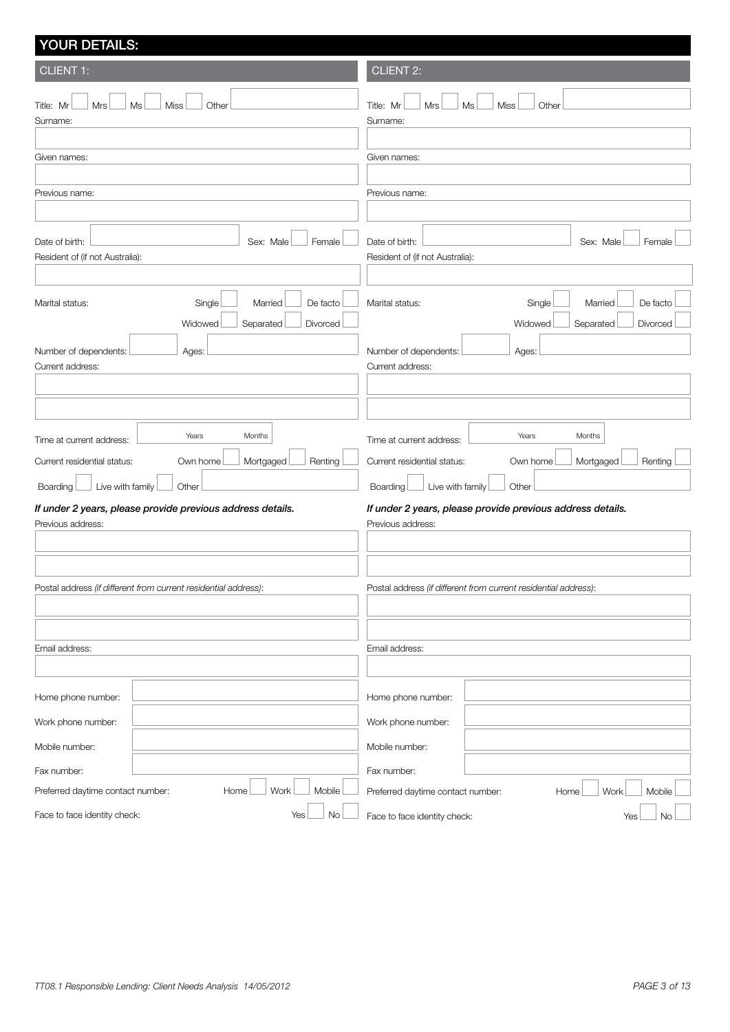## YOUR DETAILS:

### CLIENT 1:

Title: Mr ☐ Mrs ☐ Ms ☐ Miss ☐ Other ☐

Surname:

Given names:

Previous name:

Date of birth: Sex: Male ☐ Female ☐

Resident of (if not Australia):

Marital status: Single ☐ Married ☐ De facto ☐ Widowed ☐ Separated ☐ Divorced ☐

Number of dependents: Ages:

Current address:

Time at current address: Years Months

Current residential status: Own home ☐ Mortgaged ☐ Renting ☐ Boarding ☐ Live with family ☐ Other

***If under 2 years, please provide previous address details.***

Previous address:

Postal address *(if different from current residential address)*:

Email address:

Home phone number:

Work phone number:

Mobile number:

Fax number:

Preferred daytime contact number: Home ☐ Work ☐ Mobile ☐

Face to face identity check: Yes ☐ No ☐

### CLIENT 2:

Title: Mr ☐ Mrs ☐ Ms ☐ Miss ☐ Other ☐

Surname:

Given names:

Previous name:

Date of birth: Sex: Male ☐ Female ☐

Resident of (if not Australia):

Marital status: Single ☐ Married ☐ De facto ☐ Widowed ☐ Separated ☐ Divorced ☐

Number of dependents: Ages:

Current address:

Time at current address: Years Months

Current residential status: Own home ☐ Mortgaged ☐ Renting ☐ Boarding ☐ Live with family ☐ Other

***If under 2 years, please provide previous address details.***

Previous address:

Postal address *(if different from current residential address)*:

Email address:

Home phone number:

Work phone number:

Mobile number:

Fax number:

Preferred daytime contact number: Home ☐ Work ☐ Mobile ☐

Face to face identity check: Yes ☐ No ☐

*TT08.1 Responsible Lending: Client Needs Analysis 14/05/2012*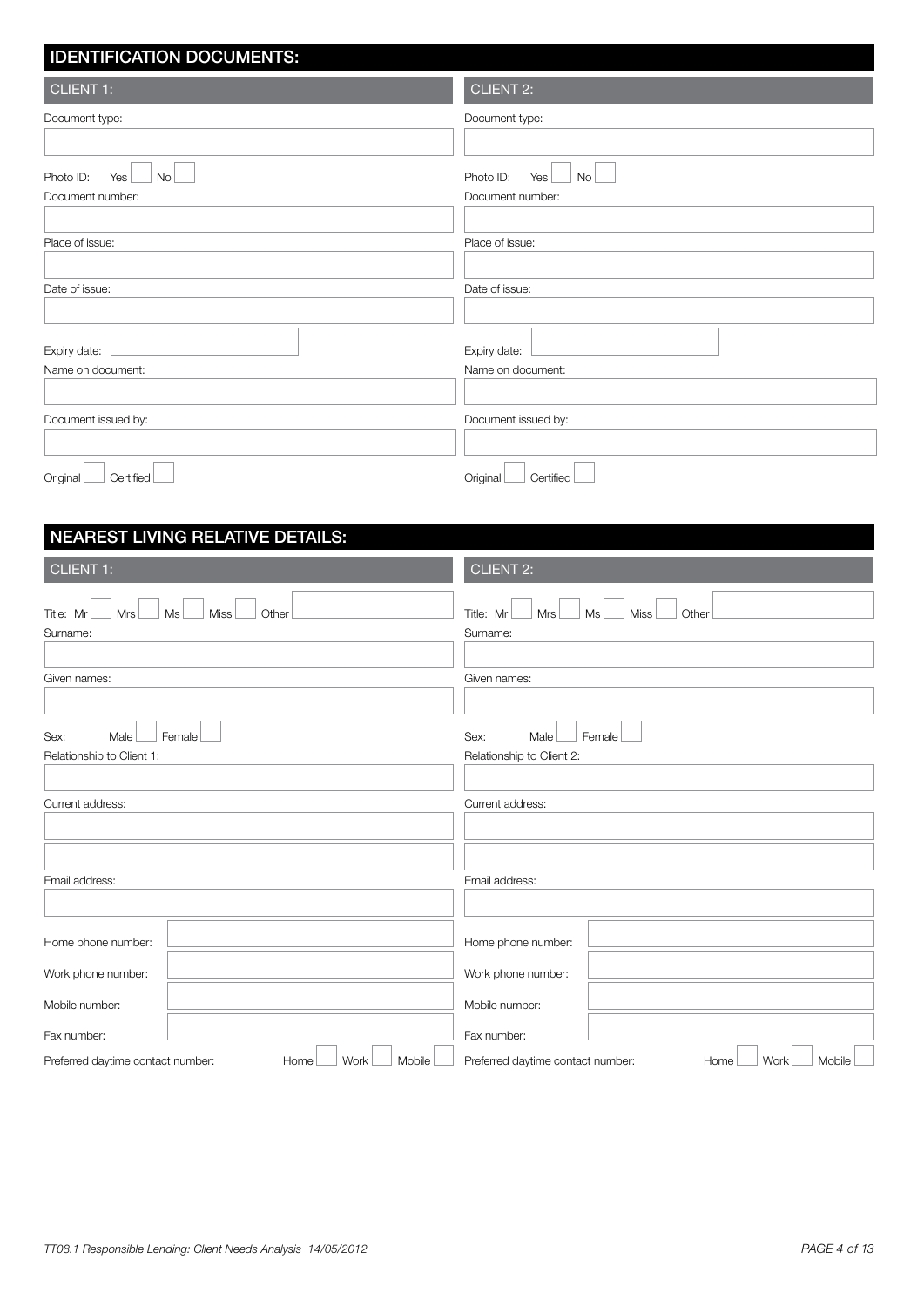## IDENTIFICATION DOCUMENTS:

| CLIENT 1: | CLIENT 2: |
| --- | --- |
| Document type: | Document type: |
| Photo ID: Yes ☐ No ☐ | Photo ID: Yes ☐ No ☐ |
| Document number: | Document number: |
| Place of issue: | Place of issue: |
| Date of issue: | Date of issue: |
| Expiry date: | Expiry date: |
| Name on document: | Name on document: |
| Document issued by: | Document issued by: |
| Original ☐ Certified ☐ | Original ☐ Certified ☐ |

## NEAREST LIVING RELATIVE DETAILS:

| CLIENT 1: | CLIENT 2: |
| --- | --- |
| Title: Mr ☐ Mrs ☐ Ms ☐ Miss ☐ Other | Title: Mr ☐ Mrs ☐ Ms ☐ Miss ☐ Other |
| Surname: | Surname: |
| Given names: | Given names: |
| Sex: Male ☐ Female ☐ | Sex: Male ☐ Female ☐ |
| Relationship to Client 1: | Relationship to Client 2: |
| Current address: | Current address: |
| Email address: | Email address: |
| Home phone number: | Home phone number: |
| Work phone number: | Work phone number: |
| Mobile number: | Mobile number: |
| Fax number: | Fax number: |
| Preferred daytime contact number: Home ☐ Work ☐ Mobile ☐ | Preferred daytime contact number: Home ☐ Work ☐ Mobile ☐ |

*TT08.1 Responsible Lending: Client Needs Analysis 14/05/2012*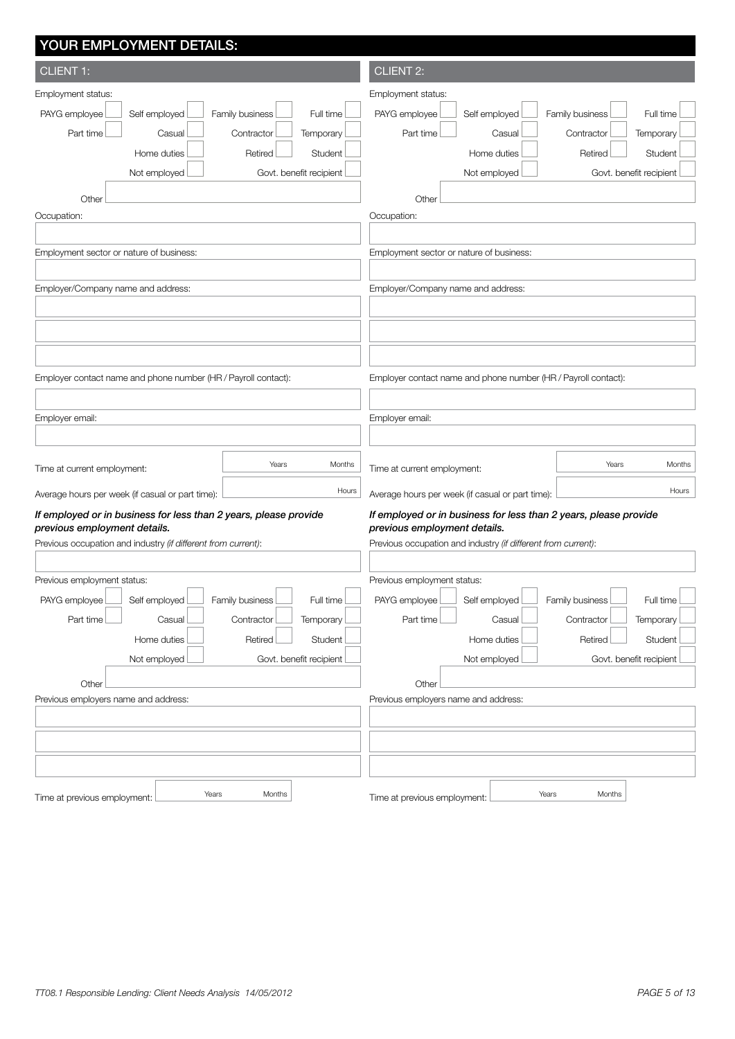## YOUR EMPLOYMENT DETAILS:

### CLIENT 1:

Employment status:

PAYG employee ☐ Self employed ☐ Family business ☐ Full time ☐

Part time ☐ Casual ☐ Contractor ☐ Temporary ☐

Home duties ☐ Retired ☐ Student ☐

Not employed ☐ Govt. benefit recipient ☐

Other

Occupation:

Employment sector or nature of business:

Employer/Company name and address:

Employer contact name and phone number (HR / Payroll contact):

Employer email:

Time at current employment: Years Months

Average hours per week (if casual or part time): Hours

***If employed or in business for less than 2 years, please provide previous employment details.***

Previous occupation and industry *(if different from current)*:

Previous employment status:

PAYG employee ☐ Self employed ☐ Family business ☐ Full time ☐

Part time ☐ Casual ☐ Contractor ☐ Temporary ☐

Home duties ☐ Retired ☐ Student ☐

Not employed ☐ Govt. benefit recipient ☐

Other

Previous employers name and address:

Time at previous employment: Years Months

### CLIENT 2:

Employment status:

PAYG employee ☐ Self employed ☐ Family business ☐ Full time ☐

Part time ☐ Casual ☐ Contractor ☐ Temporary ☐

Home duties ☐ Retired ☐ Student ☐

Not employed ☐ Govt. benefit recipient ☐

Other

Occupation:

Employment sector or nature of business:

Employer/Company name and address:

Employer contact name and phone number (HR / Payroll contact):

Employer email:

Time at current employment: Years Months

Average hours per week (if casual or part time): Hours

***If employed or in business for less than 2 years, please provide previous employment details.***

Previous occupation and industry *(if different from current)*:

Previous employment status:

PAYG employee ☐ Self employed ☐ Family business ☐ Full time ☐

Part time ☐ Casual ☐ Contractor ☐ Temporary ☐

Home duties ☐ Retired ☐ Student ☐

Not employed ☐ Govt. benefit recipient ☐

Other

Previous employers name and address:

Time at previous employment: Years Months

*TT08.1 Responsible Lending: Client Needs Analysis 14/05/2012*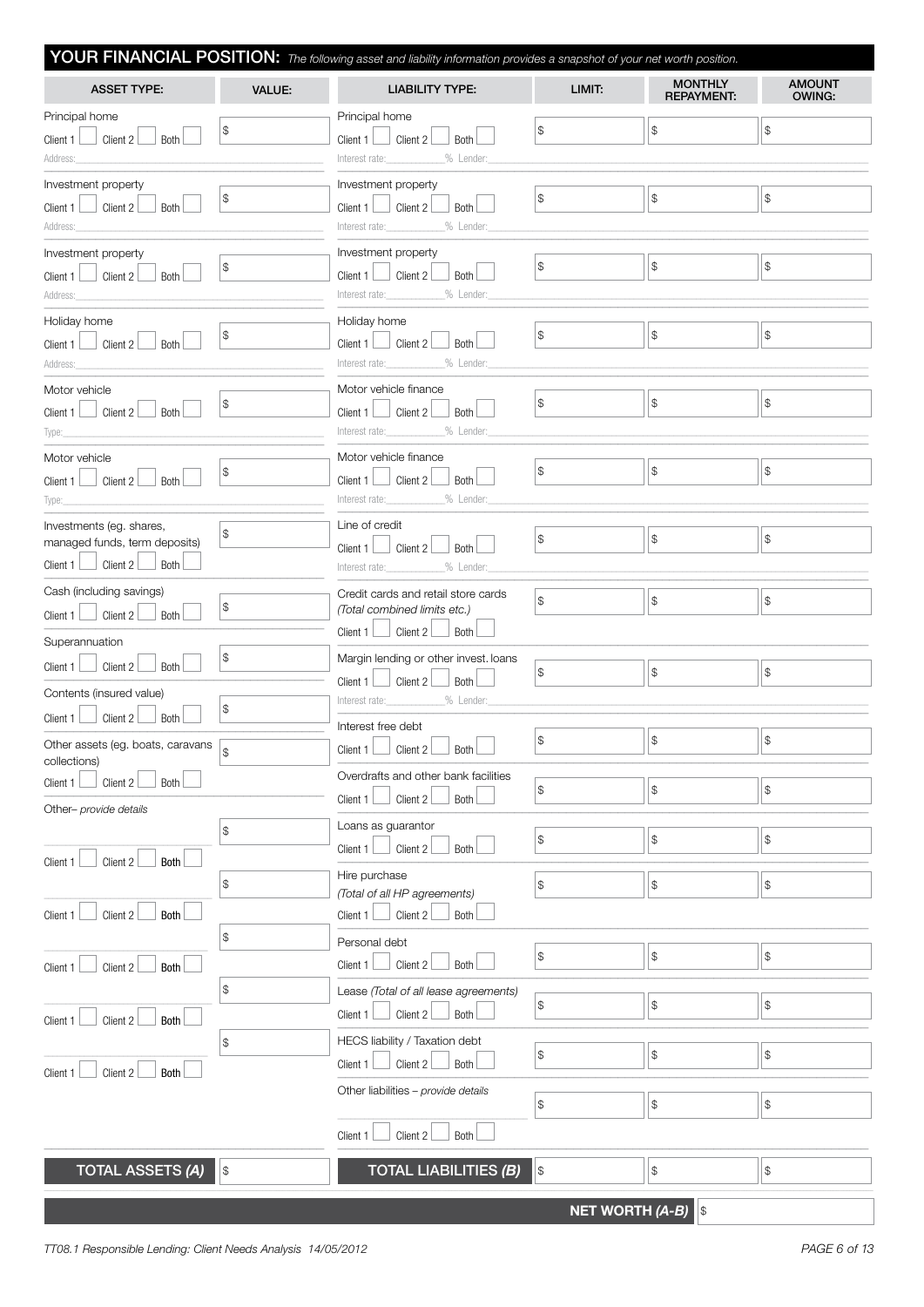## YOUR FINANCIAL POSITION: *The following asset and liability information provides a snapshot of your net worth position.*

| ASSET TYPE: | VALUE: |
|---|---|
| Principal home<br>Client 1 ☐ Client 2 ☐ Both ☐<br>Address: | $ |
| Investment property<br>Client 1 ☐ Client 2 ☐ Both ☐<br>Address: | $ |
| Investment property<br>Client 1 ☐ Client 2 ☐ Both ☐<br>Address: | $ |
| Holiday home<br>Client 1 ☐ Client 2 ☐ Both ☐<br>Address: | $ |
| Motor vehicle<br>Client 1 ☐ Client 2 ☐ Both ☐<br>Type: | $ |
| Motor vehicle<br>Client 1 ☐ Client 2 ☐ Both ☐<br>Type: | $ |
| Investments (eg. shares, managed funds, term deposits)<br>Client 1 ☐ Client 2 ☐ Both ☐ | $ |
| Cash (including savings)<br>Client 1 ☐ Client 2 ☐ Both ☐ | $ |
| Superannuation<br>Client 1 ☐ Client 2 ☐ Both ☐ | $ |
| Contents (insured value)<br>Client 1 ☐ Client 2 ☐ Both ☐ | $ |
| Other assets (eg. boats, caravans collections)<br>Client 1 ☐ Client 2 ☐ Both ☐ | $ |
| Other– *provide details*<br>Client 1 ☐ Client 2 ☐ Both ☐ | $ |
| Client 1 ☐ Client 2 ☐ Both ☐ | $ |
| Client 1 ☐ Client 2 ☐ Both ☐ | $ |
| Client 1 ☐ Client 2 ☐ Both ☐ | $ |
| Client 1 ☐ Client 2 ☐ Both ☐ | $ |
| **TOTAL ASSETS *(A)*** | $ |

| LIABILITY TYPE: | LIMIT: | MONTHLY REPAYMENT: | AMOUNT OWING: |
|---|---|---|---|
| Principal home<br>Client 1 ☐ Client 2 ☐ Both ☐<br>Interest rate:______% Lender: | $ | $ | $ |
| Investment property<br>Client 1 ☐ Client 2 ☐ Both ☐<br>Interest rate:______% Lender: | $ | $ | $ |
| Investment property<br>Client 1 ☐ Client 2 ☐ Both ☐<br>Interest rate:______% Lender: | $ | $ | $ |
| Holiday home<br>Client 1 ☐ Client 2 ☐ Both ☐<br>Interest rate:______% Lender: | $ | $ | $ |
| Motor vehicle finance<br>Client 1 ☐ Client 2 ☐ Both ☐<br>Interest rate:______% Lender: | $ | $ | $ |
| Motor vehicle finance<br>Client 1 ☐ Client 2 ☐ Both ☐<br>Interest rate:______% Lender: | $ | $ | $ |
| Line of credit<br>Client 1 ☐ Client 2 ☐ Both ☐<br>Interest rate:______% Lender: | $ | $ | $ |
| Credit cards and retail store cards *(Total combined limits etc.)*<br>Client 1 ☐ Client 2 ☐ Both ☐ | $ | $ | $ |
| Margin lending or other invest. loans<br>Client 1 ☐ Client 2 ☐ Both ☐<br>Interest rate:______% Lender: | $ | $ | $ |
| Interest free debt<br>Client 1 ☐ Client 2 ☐ Both ☐ | $ | $ | $ |
| Overdrafts and other bank facilities<br>Client 1 ☐ Client 2 ☐ Both ☐ | $ | $ | $ |
| Loans as guarantor<br>Client 1 ☐ Client 2 ☐ Both ☐ | $ | $ | $ |
| Hire purchase *(Total of all HP agreements)*<br>Client 1 ☐ Client 2 ☐ Both ☐ | $ | $ | $ |
| Personal debt<br>Client 1 ☐ Client 2 ☐ Both ☐ | $ | $ | $ |
| Lease *(Total of all lease agreements)*<br>Client 1 ☐ Client 2 ☐ Both ☐ | $ | $ | $ |
| HECS liability / Taxation debt<br>Client 1 ☐ Client 2 ☐ Both ☐ | $ | $ | $ |
| Other liabilities – *provide details*<br>Client 1 ☐ Client 2 ☐ Both ☐ | $ | $ | $ |
| **TOTAL LIABILITIES *(B)*** | $ | $ | $ |

**NET WORTH *(A-B)*** $

TT08.1 Responsible Lending: Client Needs Analysis 14/05/2012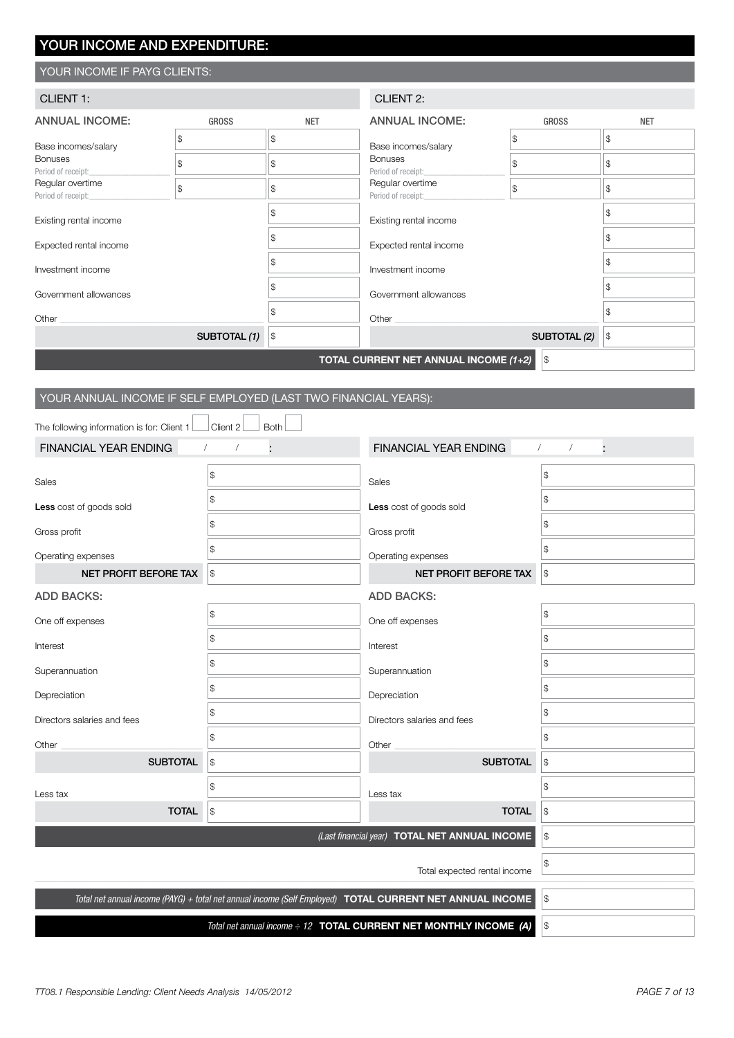## YOUR INCOME AND EXPENDITURE:

### YOUR INCOME IF PAYG CLIENTS:

**CLIENT 1:**

| ANNUAL INCOME: | GROSS | NET |
|---|---|---|
| Base incomes/salary | $ | $ |
| Bonuses<br>Period of receipt:______ | $ | $ |
| Regular overtime<br>Period of receipt:______ | $ | $ |
| Existing rental income | | $ |
| Expected rental income | | $ |
| Investment income | | $ |
| Government allowances | | $ |
| Other ______ | | $ |
| | SUBTOTAL *(1)* | $ |

**CLIENT 2:**

| ANNUAL INCOME: | GROSS | NET |
|---|---|---|
| Base incomes/salary | $ | $ |
| Bonuses<br>Period of receipt:______ | $ | $ |
| Regular overtime<br>Period of receipt:______ | $ | $ |
| Existing rental income | | $ |
| Expected rental income | | $ |
| Investment income | | $ |
| Government allowances | | $ |
| Other ______ | | $ |
| | SUBTOTAL *(2)* | $ |

**TOTAL CURRENT NET ANNUAL INCOME *(1+2)*** $

### YOUR ANNUAL INCOME IF SELF EMPLOYED (LAST TWO FINANCIAL YEARS):

The following information is for: Client 1 ☐ Client 2 ☐ Both ☐

| FINANCIAL YEAR ENDING / / : | | FINANCIAL YEAR ENDING / / : | |
|---|---|---|---|
| Sales | $ | Sales | $ |
| **Less** cost of goods sold | $ | **Less** cost of goods sold | $ |
| Gross profit | $ | Gross profit | $ |
| Operating expenses | $ | Operating expenses | $ |
| **NET PROFIT BEFORE TAX** | $ | **NET PROFIT BEFORE TAX** | $ |
| **ADD BACKS:** | | **ADD BACKS:** | |
| One off expenses | $ | One off expenses | $ |
| Interest | $ | Interest | $ |
| Superannuation | $ | Superannuation | $ |
| Depreciation | $ | Depreciation | $ |
| Directors salaries and fees | $ | Directors salaries and fees | $ |
| Other ______ | $ | Other ______ | $ |
| **SUBTOTAL** | $ | **SUBTOTAL** | $ |
| Less tax | $ | Less tax | $ |
| **TOTAL** | $ | **TOTAL** | $ |

*(Last financial year)* **TOTAL NET ANNUAL INCOME** $

Total expected rental income $

*Total net annual income (PAYG) + total net annual income (Self Employed)* **TOTAL CURRENT NET ANNUAL INCOME** $

*Total net annual income ÷ 12* **TOTAL CURRENT NET MONTHLY INCOME *(A)*** $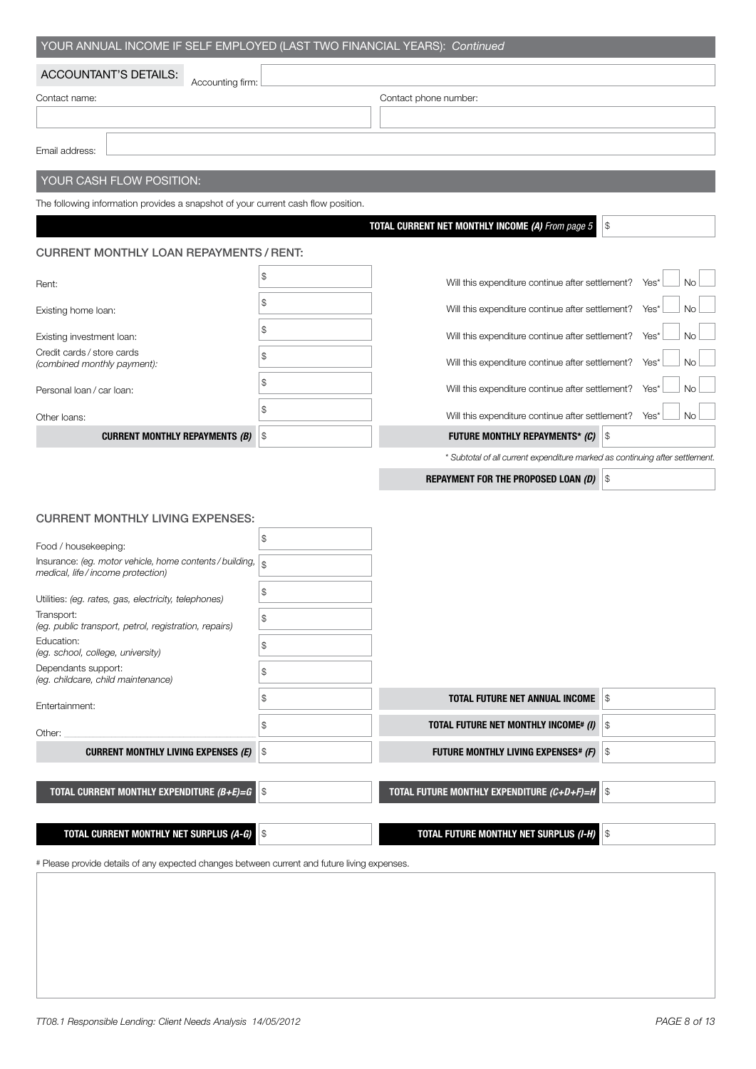## YOUR ANNUAL INCOME IF SELF EMPLOYED (LAST TWO FINANCIAL YEARS): *Continued*

### ACCOUNTANT'S DETAILS:

Accounting firm:

Contact name:

Contact phone number:

Email address:

## YOUR CASH FLOW POSITION:

The following information provides a snapshot of your current cash flow position.

**TOTAL CURRENT NET MONTHLY INCOME *(A)*** *From page 5* $

### CURRENT MONTHLY LOAN REPAYMENTS / RENT:

| | | | |
|---|---|---|---|
| Rent: | $ | Will this expenditure continue after settlement? | Yes* ☐ No ☐ |
| Existing home loan: | $ | Will this expenditure continue after settlement? | Yes* ☐ No ☐ |
| Existing investment loan: | $ | Will this expenditure continue after settlement? | Yes* ☐ No ☐ |
| Credit cards / store cards *(combined monthly payment):* | $ | Will this expenditure continue after settlement? | Yes* ☐ No ☐ |
| Personal loan / car loan: | $ | Will this expenditure continue after settlement? | Yes* ☐ No ☐ |
| Other loans: | $ | Will this expenditure continue after settlement? | Yes* ☐ No ☐ |
| **CURRENT MONTHLY REPAYMENTS *(B)*** | $ | **FUTURE MONTHLY REPAYMENTS* *(C)*** | $ |

*\* Subtotal of all current expenditure marked as continuing after settlement.*

**REPAYMENT FOR THE PROPOSED LOAN *(D)*** $

### CURRENT MONTHLY LIVING EXPENSES:

| | | | |
|---|---|---|---|
| Food / housekeeping: | $ | | |
| Insurance: *(eg. motor vehicle, home contents / building, medical, life / income protection)* | $ | | |
| Utilities: *(eg. rates, gas, electricity, telephones)* | $ | | |
| Transport: *(eg. public transport, petrol, registration, repairs)* | $ | | |
| Education: *(eg. school, college, university)* | $ | | |
| Dependants support: *(eg. childcare, child maintenance)* | $ | | |
| Entertainment: | $ | **TOTAL FUTURE NET ANNUAL INCOME** | $ |
| Other: | $ | **TOTAL FUTURE NET MONTHLY INCOME# *(I)*** | $ |
| **CURRENT MONTHLY LIVING EXPENSES *(E)*** | $ | **FUTURE MONTHLY LIVING EXPENSES# *(F)*** | $ |
| **TOTAL CURRENT MONTHLY EXPENDITURE *(B+E)=G*** | $ | **TOTAL FUTURE MONTHLY EXPENDITURE *(C+D+F)=H*** | $ |
| **TOTAL CURRENT MONTHLY NET SURPLUS *(A-G)*** | $ | **TOTAL FUTURE MONTHLY NET SURPLUS *(I-H)*** | $ |

# Please provide details of any expected changes between current and future living expenses.

TT08.1 Responsible Lending: Client Needs Analysis 14/05/2012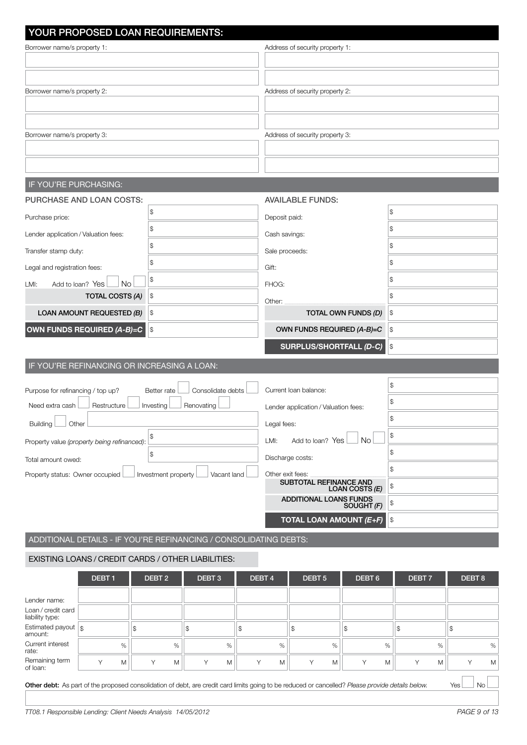## YOUR PROPOSED LOAN REQUIREMENTS:

| Borrower name/s property 1: | Address of security property 1: |
|---|---|
| | |
| | |

| Borrower name/s property 2: | Address of security property 2: |
|---|---|
| | |
| | |

| Borrower name/s property 3: | Address of security property 3: |
|---|---|
| | |
| | |

### IF YOU'RE PURCHASING:

| PURCHASE AND LOAN COSTS: | | AVAILABLE FUNDS: | |
|---|---|---|---|
| Purchase price: | $ | Deposit paid: | $ |
| Lender application / Valuation fees: | $ | Cash savings: | $ |
| Transfer stamp duty: | $ | Sale proceeds: | $ |
| Legal and registration fees: | $ | Gift: | $ |
| LMI: Add to loan? Yes ☐ No ☐ | $ | FHOG: | $ |
| **TOTAL COSTS *(A)*** | $ | Other: | $ |
| **LOAN AMOUNT REQUESTED *(B)*** | $ | **TOTAL OWN FUNDS *(D)*** | $ |
| **OWN FUNDS REQUIRED *(A-B)=C*** | $ | **OWN FUNDS REQUIRED *(A-B)=C*** | $ |
| | | **SURPLUS/SHORTFALL *(D-C)*** | $ |

### IF YOU'RE REFINANCING OR INCREASING A LOAN:

Purpose for refinancing / top up? Better rate ☐ Consolidate debts ☐ Need extra cash ☐ Restructure ☐ Investing ☐ Renovating ☐ Building ☐ Other ☐

Property value *(property being refinanced)*: $

Total amount owed: $

Property status: Owner occupied ☐ Investment property ☐ Vacant land ☐

| | |
|---|---|
| Current loan balance: | $ |
| Lender application / Valuation fees: | $ |
| Legal fees: | $ |
| LMI: Add to loan? Yes ☐ No ☐ | $ |
| Discharge costs: | $ |
| Other exit fees: | $ |
| **SUBTOTAL REFINANCE AND LOAN COSTS *(E)*** | $ |
| **ADDITIONAL LOANS FUNDS SOUGHT *(F)*** | $ |
| **TOTAL LOAN AMOUNT *(E+F)*** | $ |

### ADDITIONAL DETAILS - IF YOU'RE REFINANCING / CONSOLIDATING DEBTS:

#### EXISTING LOANS / CREDIT CARDS / OTHER LIABILITIES:

| | DEBT 1 | DEBT 2 | DEBT 3 | DEBT 4 | DEBT 5 | DEBT 6 | DEBT 7 | DEBT 8 |
|---|---|---|---|---|---|---|---|---|
| Lender name: | | | | | | | | |
| Loan / credit card liability type: | | | | | | | | |
| Estimated payout amount: | $ | $ | $ | $ | $ | $ | $ | $ |
| Current interest rate: | % | % | % | % | % | % | % | % |
| Remaining term of loan: | Y M | Y M | Y M | Y M | Y M | Y M | Y M | Y M |

**Other debt:** As part of the proposed consolidation of debt, are credit card limits going to be reduced or cancelled? *Please provide details below.* Yes ☐ No ☐

TT08.1 Responsible Lending: Client Needs Analysis 14/05/2012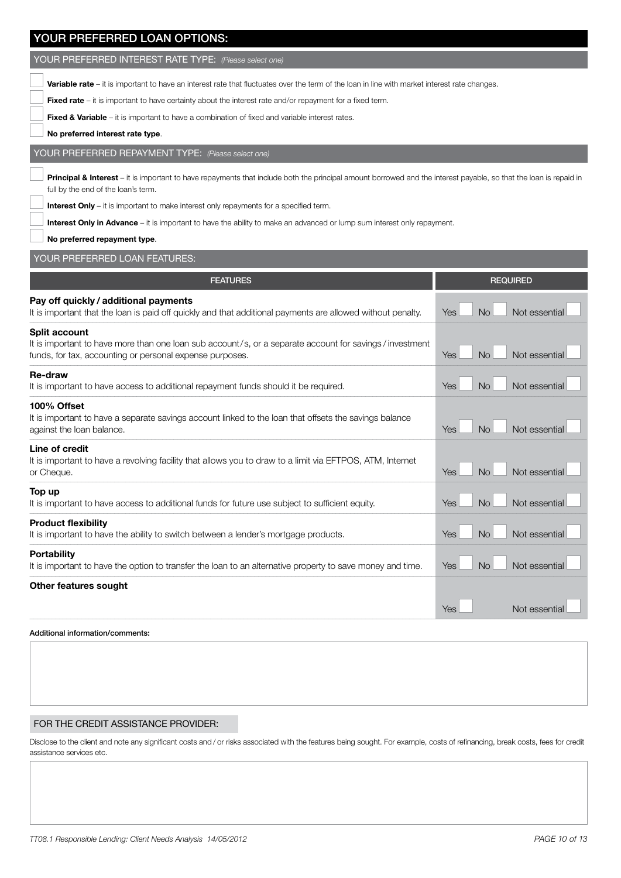## YOUR PREFERRED LOAN OPTIONS:

### YOUR PREFERRED INTEREST RATE TYPE: *(Please select one)*

- ☐ **Variable rate** – it is important to have an interest rate that fluctuates over the term of the loan in line with market interest rate changes.
- ☐ **Fixed rate** – it is important to have certainty about the interest rate and/or repayment for a fixed term.
- ☐ **Fixed & Variable** – it is important to have a combination of fixed and variable interest rates.
- ☐ **No preferred interest rate type**.

### YOUR PREFERRED REPAYMENT TYPE: *(Please select one)*

- ☐ **Principal & Interest** – it is important to have repayments that include both the principal amount borrowed and the interest payable, so that the loan is repaid in full by the end of the loan's term.
- ☐ **Interest Only** – it is important to make interest only repayments for a specified term.
- ☐ **Interest Only in Advance** – it is important to have the ability to make an advanced or lump sum interest only repayment.
- ☐ **No preferred repayment type**.

### YOUR PREFERRED LOAN FEATURES:

| FEATURES | REQUIRED |
|---|---|
| **Pay off quickly / additional payments**<br>It is important that the loan is paid off quickly and that additional payments are allowed without penalty. | Yes ☐ No ☐ Not essential ☐ |
| **Split account**<br>It is important to have more than one loan sub account/s, or a separate account for savings / investment funds, for tax, accounting or personal expense purposes. | Yes ☐ No ☐ Not essential ☐ |
| **Re-draw**<br>It is important to have access to additional repayment funds should it be required. | Yes ☐ No ☐ Not essential ☐ |
| **100% Offset**<br>It is important to have a separate savings account linked to the loan that offsets the savings balance against the loan balance. | Yes ☐ No ☐ Not essential ☐ |
| **Line of credit**<br>It is important to have a revolving facility that allows you to draw to a limit via EFTPOS, ATM, Internet or Cheque. | Yes ☐ No ☐ Not essential ☐ |
| **Top up**<br>It is important to have access to additional funds for future use subject to sufficient equity. | Yes ☐ No ☐ Not essential ☐ |
| **Product flexibility**<br>It is important to have the ability to switch between a lender's mortgage products. | Yes ☐ No ☐ Not essential ☐ |
| **Portability**<br>It is important to have the option to transfer the loan to an alternative property to save money and time. | Yes ☐ No ☐ Not essential ☐ |
| **Other features sought** | Yes ☐ Not essential ☐ |

**Additional information/comments:**

&nbsp;

### FOR THE CREDIT ASSISTANCE PROVIDER:

Disclose to the client and note any significant costs and / or risks associated with the features being sought. For example, costs of refinancing, break costs, fees for credit assistance services etc.

&nbsp;

*TT08.1 Responsible Lending: Client Needs Analysis 14/05/2012*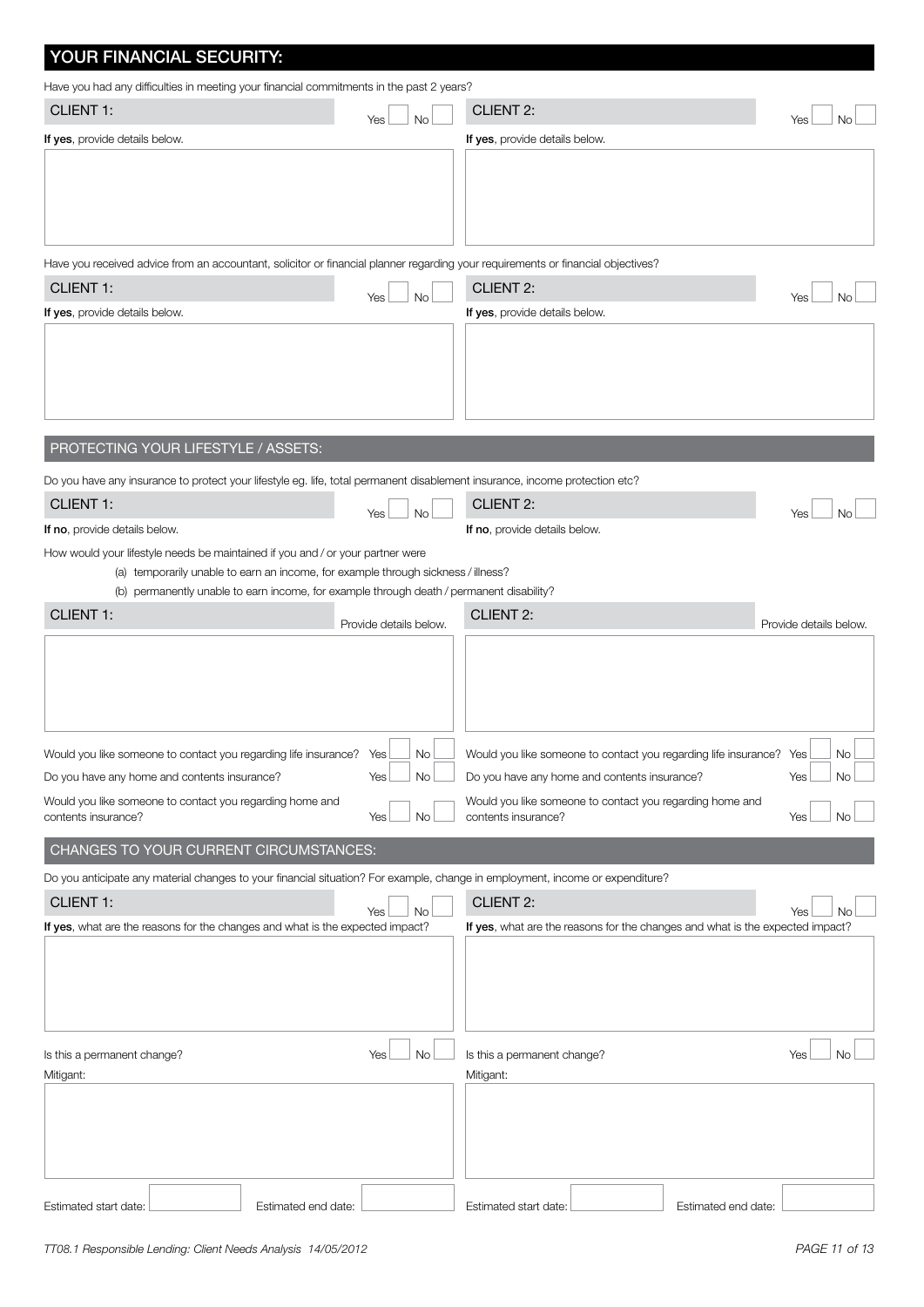## YOUR FINANCIAL SECURITY:

Have you had any difficulties in meeting your financial commitments in the past 2 years?

**CLIENT 1:** Yes ☐ No ☐

**If yes**, provide details below.

**CLIENT 2:** Yes ☐ No ☐

**If yes**, provide details below.

Have you received advice from an accountant, solicitor or financial planner regarding your requirements or financial objectives?

**CLIENT 1:** Yes ☐ No ☐

**If yes**, provide details below.

**CLIENT 2:** Yes ☐ No ☐

**If yes**, provide details below.

## PROTECTING YOUR LIFESTYLE / ASSETS:

Do you have any insurance to protect your lifestyle eg. life, total permanent disablement insurance, income protection etc?

**CLIENT 1:** Yes ☐ No ☐

**If no**, provide details below.

**CLIENT 2:** Yes ☐ No ☐

**If no**, provide details below.

How would your lifestyle needs be maintained if you and / or your partner were

(a) temporarily unable to earn an income, for example through sickness / illness?

(b) permanently unable to earn income, for example through death / permanent disability?

**CLIENT 1:** Provide details below.

**CLIENT 2:** Provide details below.

**CLIENT 1:**

Would you like someone to contact you regarding life insurance? Yes ☐ No ☐

Do you have any home and contents insurance? Yes ☐ No ☐

Would you like someone to contact you regarding home and contents insurance? Yes ☐ No ☐

**CLIENT 2:**

Would you like someone to contact you regarding life insurance? Yes ☐ No ☐

Do you have any home and contents insurance? Yes ☐ No ☐

Would you like someone to contact you regarding home and contents insurance? Yes ☐ No ☐

## CHANGES TO YOUR CURRENT CIRCUMSTANCES:

Do you anticipate any material changes to your financial situation? For example, change in employment, income or expenditure?

**CLIENT 1:** Yes ☐ No ☐

**If yes**, what are the reasons for the changes and what is the expected impact?

Is this a permanent change? Yes ☐ No ☐

Mitigant:

Estimated start date: ______ Estimated end date: ______

**CLIENT 2:** Yes ☐ No ☐

**If yes**, what are the reasons for the changes and what is the expected impact?

Is this a permanent change? Yes ☐ No ☐

Mitigant:

Estimated start date: ______ Estimated end date: ______

*TT08.1 Responsible Lending: Client Needs Analysis 14/05/2012*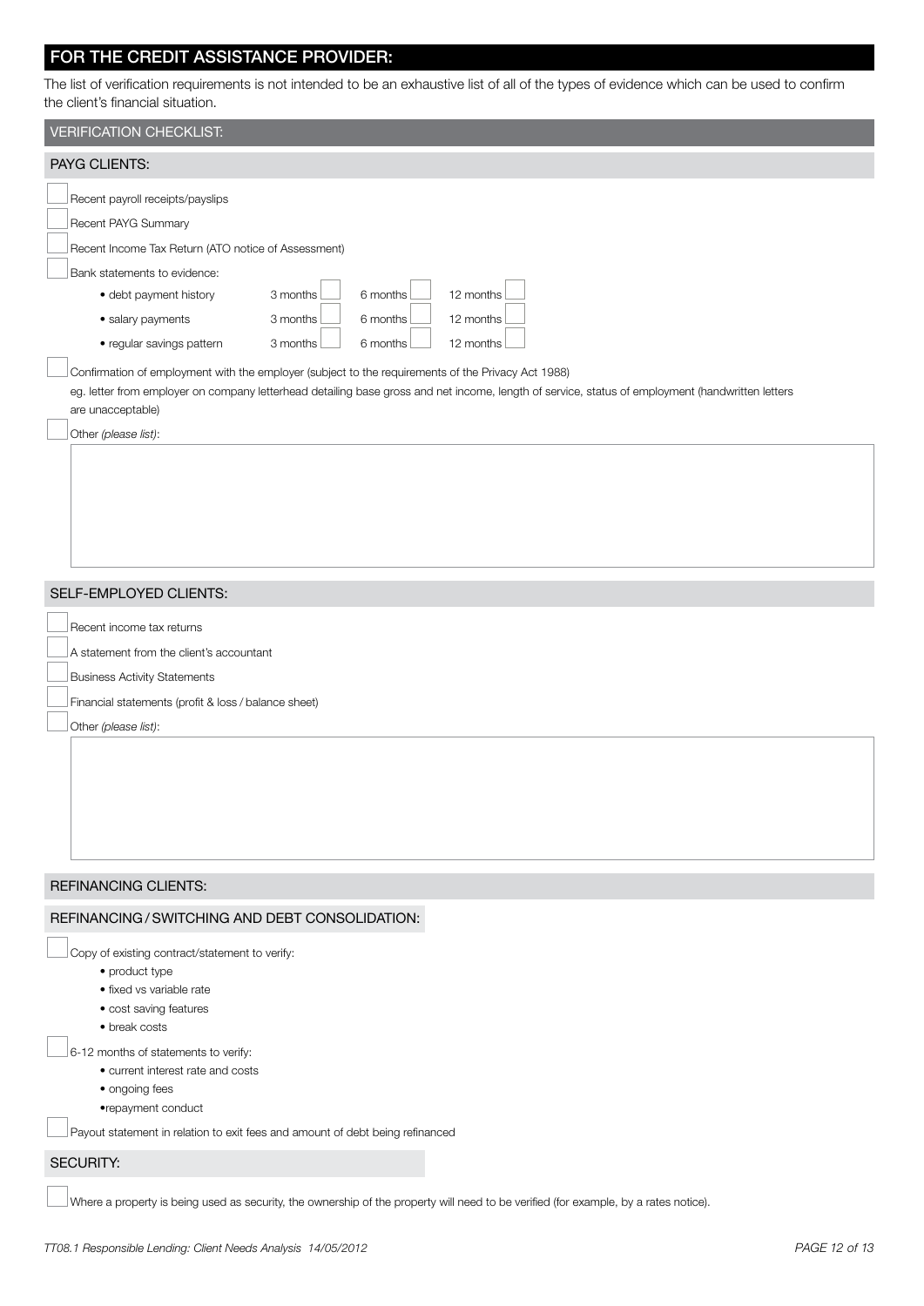## FOR THE CREDIT ASSISTANCE PROVIDER:

The list of verification requirements is not intended to be an exhaustive list of all of the types of evidence which can be used to confirm the client's financial situation.

### VERIFICATION CHECKLIST:

#### PAYG CLIENTS:

- [ ] Recent payroll receipts/payslips
- [ ] Recent PAYG Summary
- [ ] Recent Income Tax Return (ATO notice of Assessment)
- [ ] Bank statements to evidence:

| | | | |
|---|---|---|---|
| • debt payment history | 3 months [ ] | 6 months [ ] | 12 months [ ] |
| • salary payments | 3 months [ ] | 6 months [ ] | 12 months [ ] |
| • regular savings pattern | 3 months [ ] | 6 months [ ] | 12 months [ ] |

- [ ] Confirmation of employment with the employer (subject to the requirements of the Privacy Act 1988)
  eg. letter from employer on company letterhead detailing base gross and net income, length of service, status of employment (handwritten letters are unacceptable)
- [ ] Other *(please list)*:

#### SELF-EMPLOYED CLIENTS:

- [ ] Recent income tax returns
- [ ] A statement from the client's accountant
- [ ] Business Activity Statements
- [ ] Financial statements (profit & loss / balance sheet)
- [ ] Other *(please list)*:

#### REFINANCING CLIENTS:

##### REFINANCING / SWITCHING AND DEBT CONSOLIDATION:

- [ ] Copy of existing contract/statement to verify:
  - product type
  - fixed vs variable rate
  - cost saving features
  - break costs
- [ ] 6-12 months of statements to verify:
  - current interest rate and costs
  - ongoing fees
  - repayment conduct
- [ ] Payout statement in relation to exit fees and amount of debt being refinanced

##### SECURITY:

- [ ] Where a property is being used as security, the ownership of the property will need to be verified (for example, by a rates notice).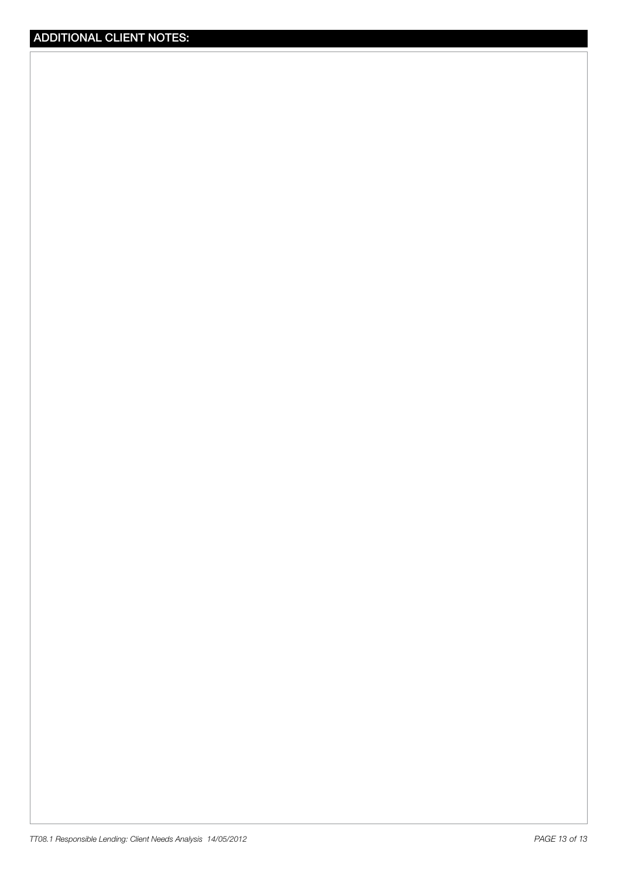## ADDITIONAL CLIENT NOTES: